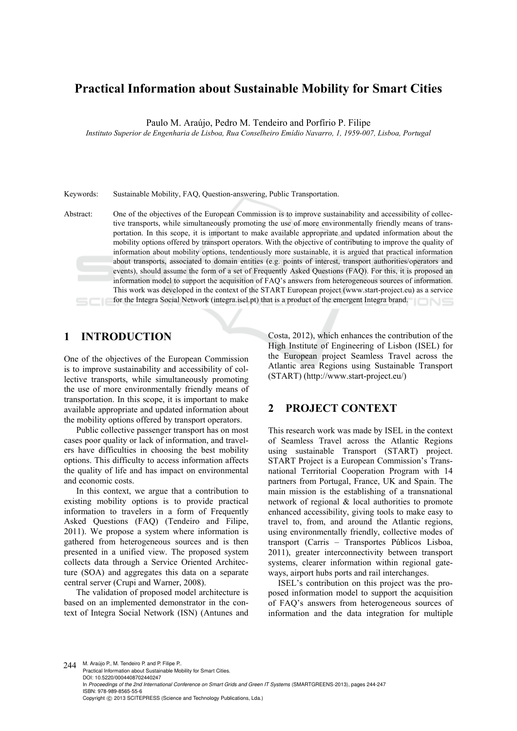# Practical Information about Sustainable Mobility for Smart Cities

Paulo M. Araújo, Pedro M. Tendeiro and Porfírio P. Filipe

*Instituto Superior de Engenharia de Lisboa, Rua Conselheiro Emídio Navarro, 1, 1959-007, Lisboa, Portugal*

Keywords: Sustainable Mobility, FAQ, Question-answering, Public Transportation.

Abstract: One of the objectives of the European Commission is to improve sustainability and accessibility of collective transports, while simultaneously promoting the use of more environmentally friendly means of transportation. In this scope, it is important to make available appropriate and updated information about the mobility options offered by transport operators. With the objective of contributing to improve the quality of information about mobility options, tendentiously more sustainable, it is argued that practical information about transports, associated to domain entities (e.g. points of interest, transport authorities/operators and events), should assume the form of a set of Frequently Asked Questions (FAQ). For this, it is proposed an information model to support the acquisition of FAQ's answers from heterogeneous sources of information. This work was developed in the context of the START European project (www.start-project.eu) as a service for the Integra Social Network (integra.isel.pt) that is a product of the emergent Integra brand.

## 1 INTRODUCTION

One of the objectives of the European Commission is to improve sustainability and accessibility of collective transports, while simultaneously promoting the use of more environmentally friendly means of transportation. In this scope, it is important to make available appropriate and updated information about the mobility options offered by transport operators.

Public collective passenger transport has on most cases poor quality or lack of information, and travelers have difficulties in choosing the best mobility options. This difficulty to access information affects the quality of life and has impact on environmental and economic costs.

In this context, we argue that a contribution to existing mobility options is to provide practical information to travelers in a form of Frequently Asked Questions (FAQ) (Tendeiro and Filipe, 2011). We propose a system where information is gathered from heterogeneous sources and is then presented in a unified view. The proposed system collects data through a Service Oriented Architecture (SOA) and aggregates this data on a separate central server (Crupi and Warner, 2008).

The validation of proposed model architecture is based on an implemented demonstrator in the context of Integra Social Network (ISN) (Antunes and Costa, 2012), which enhances the contribution of the High Institute of Engineering of Lisbon (ISEL) for the European project Seamless Travel across the Atlantic area Regions using Sustainable Transport (START) (http://www.start-project.eu/)

## 2 PROJECT CONTEXT

This research work was made by ISEL in the context of Seamless Travel across the Atlantic Regions using sustainable Transport (START) project. START Project is a European Commission's Transnational Territorial Cooperation Program with 14 partners from Portugal, France, UK and Spain. The main mission is the establishing of a transnational network of regional & local authorities to promote enhanced accessibility, giving tools to make easy to travel to, from, and around the Atlantic regions, using environmentally friendly, collective modes of transport (Carris – Transportes Públicos Lisboa, 2011), greater interconnectivity between transport systems, clearer information within regional gateways, airport hubs ports and rail interchanges.

ISEL's contribution on this project was the proposed information model to support the acquisition of FAQ's answers from heterogeneous sources of information and the data integration for multiple

M. Araújo P., M. Tendeiro P. and P. Filipe P..
Practical Information about Sustainable Mobility for Smart Cities.
DOI: 10.5220/0004408702440247
In *Proceedings of the 2nd International Conference on Smart Grids and Green IT Systems* (SMARTGREENS-2013), pages 244-247
ISBN: 978-989-8565-55-6
Copyright © 2013 SCITEPRESS (Science and Technology Publications, Lda.)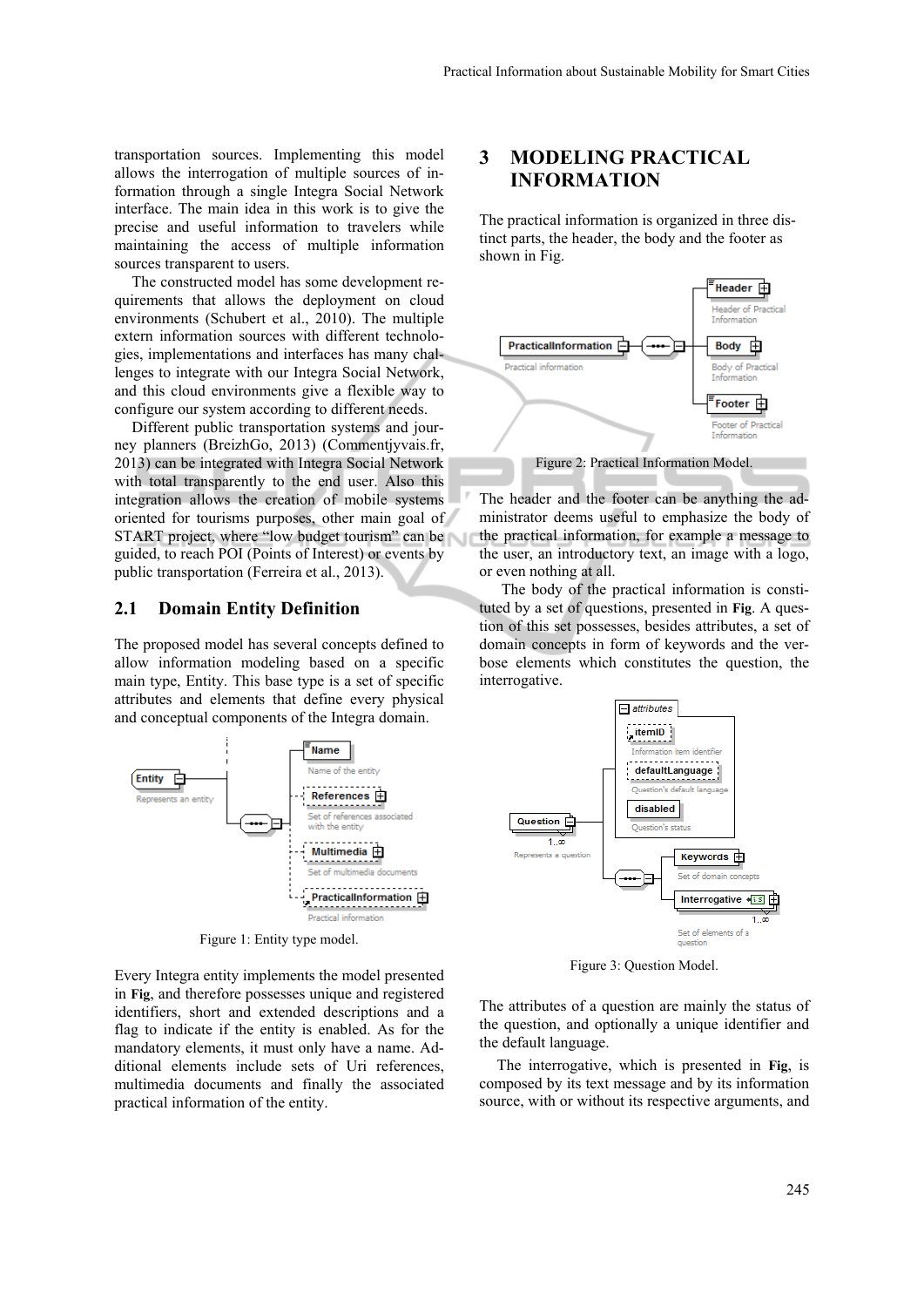transportation sources. Implementing this model allows the interrogation of multiple sources of information through a single Integra Social Network interface. The main idea in this work is to give the precise and useful information to travelers while maintaining the access of multiple information sources transparent to users.

The constructed model has some development requirements that allows the deployment on cloud environments (Schubert et al., 2010). The multiple extern information sources with different technologies, implementations and interfaces has many challenges to integrate with our Integra Social Network, and this cloud environments give a flexible way to configure our system according to different needs.

Different public transportation systems and journey planners (BreizhGo, 2013) (Commentjyvais.fr, 2013) can be integrated with Integra Social Network with total transparently to the end user. Also this integration allows the creation of mobile systems oriented for tourisms purposes, other main goal of START project, where "low budget tourism" can be guided, to reach POI (Points of Interest) or events by public transportation (Ferreira et al., 2013).

## 2.1 Domain Entity Definition

The proposed model has several concepts defined to allow information modeling based on a specific main type, Entity. This base type is a set of specific attributes and elements that define every physical and conceptual components of the Integra domain.

Figure 1: Entity type model.

Every Integra entity implements the model presented in **Fig**, and therefore possesses unique and registered identifiers, short and extended descriptions and a flag to indicate if the entity is enabled. As for the mandatory elements, it must only have a name. Additional elements include sets of Uri references, multimedia documents and finally the associated practical information of the entity.

# 3 MODELING PRACTICAL INFORMATION

The practical information is organized in three distinct parts, the header, the body and the footer as shown in Fig.

Figure 2: Practical Information Model.

The header and the footer can be anything the administrator deems useful to emphasize the body of the practical information, for example a message to the user, an introductory text, an image with a logo, or even nothing at all.

The body of the practical information is constituted by a set of questions, presented in **Fig**. A question of this set possesses, besides attributes, a set of domain concepts in form of keywords and the verbose elements which constitutes the question, the interrogative.

Figure 3: Question Model.

The attributes of a question are mainly the status of the question, and optionally a unique identifier and the default language.

The interrogative, which is presented in **Fig**, is composed by its text message and by its information source, with or without its respective arguments, and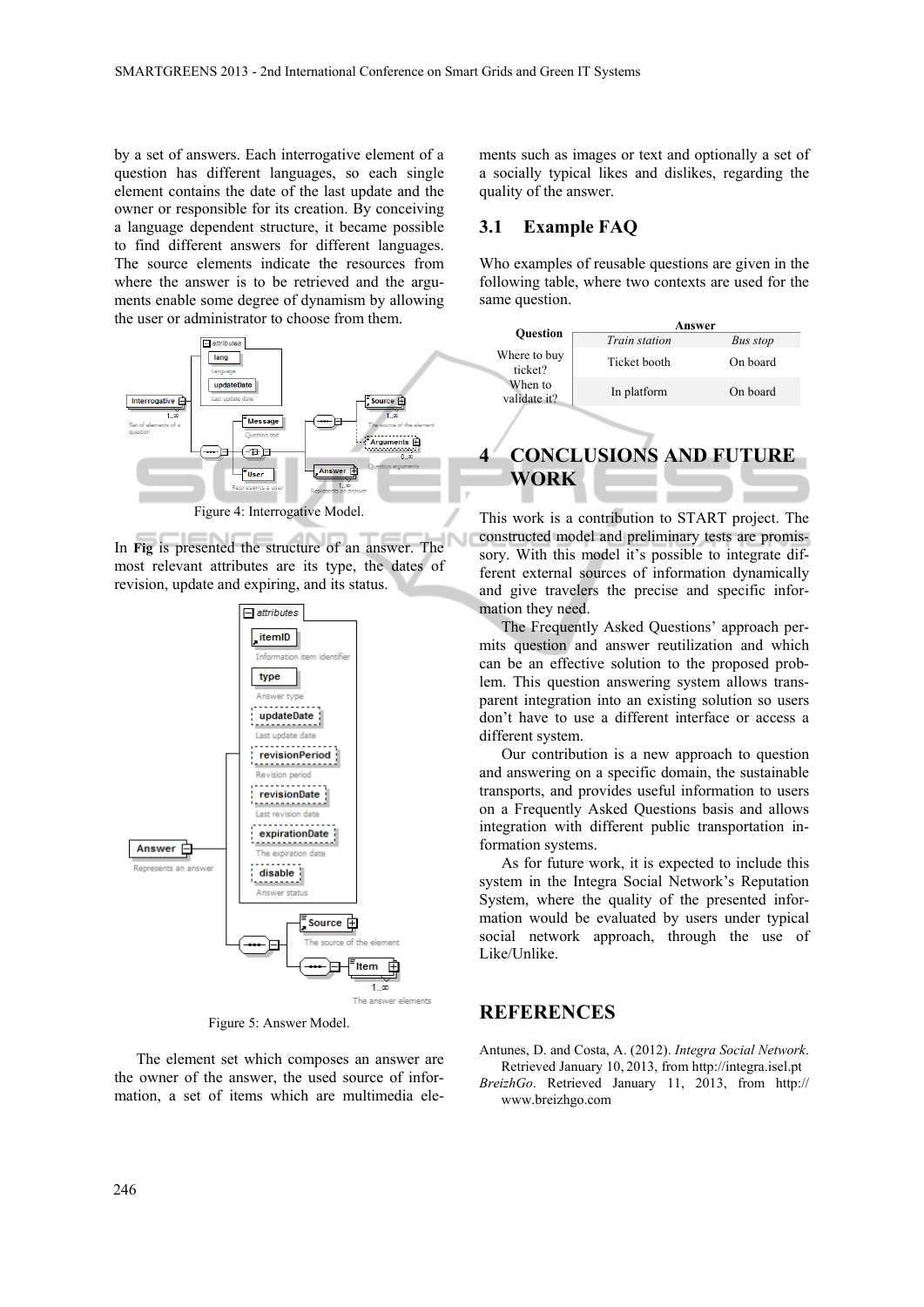by a set of answers. Each interrogative element of a question has different languages, so each single element contains the date of the last update and the owner or responsible for its creation. By conceiving a language dependent structure, it became possible to find different answers for different languages. The source elements indicate the resources from where the answer is to be retrieved and the arguments enable some degree of dynamism by allowing the user or administrator to choose from them.

Figure 4: Interrogative Model.

In **Fig** is presented the structure of an answer. The most relevant attributes are its type, the dates of revision, update and expiring, and its status.

Figure 5: Answer Model.

The element set which composes an answer are the owner of the answer, the used source of information, a set of items which are multimedia elements such as images or text and optionally a set of a socially typical likes and dislikes, regarding the quality of the answer.

## 3.1 Example FAQ

Who examples of reusable questions are given in the following table, where two contexts are used for the same question.

| Question | Answer | |
|---|---|---|
| | *Train station* | *Bus stop* |
| Where to buy ticket? | Ticket booth | On board |
| When to validate it? | In platform | On board |

# 4 CONCLUSIONS AND FUTURE WORK

This work is a contribution to START project. The constructed model and preliminary tests are promissory. With this model it's possible to integrate different external sources of information dynamically and give travelers the precise and specific information they need.

The Frequently Asked Questions' approach permits question and answer reutilization and which can be an effective solution to the proposed problem. This question answering system allows transparent integration into an existing solution so users don't have to use a different interface or access a different system.

Our contribution is a new approach to question and answering on a specific domain, the sustainable transports, and provides useful information to users on a Frequently Asked Questions basis and allows integration with different public transportation information systems.

As for future work, it is expected to include this system in the Integra Social Network's Reputation System, where the quality of the presented information would be evaluated by users under typical social network approach, through the use of Like/Unlike.

# REFERENCES

Antunes, D. and Costa, A. (2012). *Integra Social Network*. Retrieved January 10, 2013, from http://integra.isel.pt

*BreizhGo*. Retrieved January 11, 2013, from http://www.breizhgo.com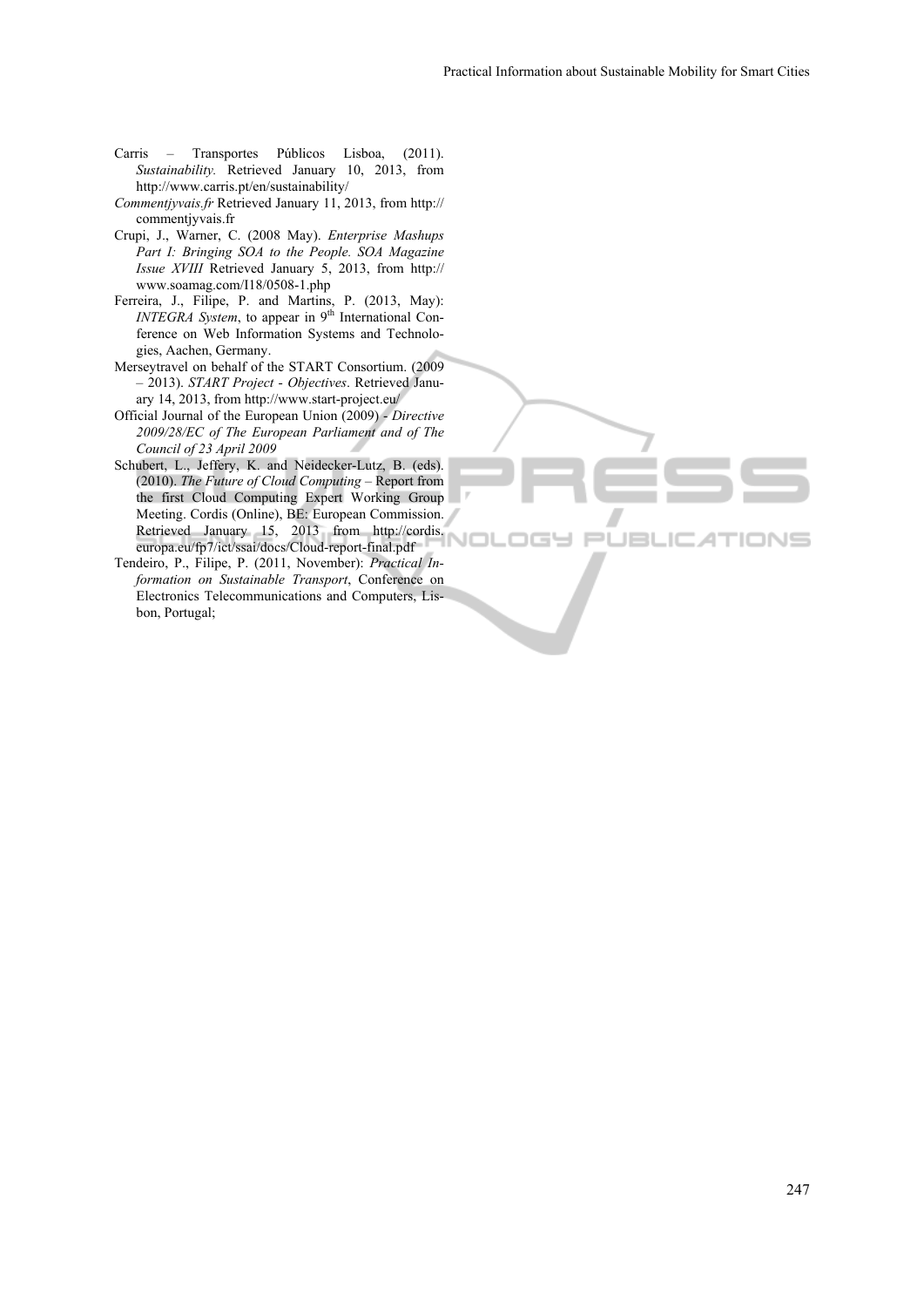Carris – Transportes Públicos Lisboa, (2011). *Sustainability.* Retrieved January 10, 2013, from http://www.carris.pt/en/sustainability/

*Commentjyvais.fr* Retrieved January 11, 2013, from http://commentjyvais.fr

Crupi, J., Warner, C. (2008 May). *Enterprise Mashups Part I: Bringing SOA to the People. SOA Magazine Issue XVIII* Retrieved January 5, 2013, from http://www.soamag.com/I18/0508-1.php

Ferreira, J., Filipe, P. and Martins, P. (2013, May): *INTEGRA System*, to appear in 9th International Conference on Web Information Systems and Technologies, Aachen, Germany.

Merseytravel on behalf of the START Consortium. (2009 – 2013). *START Project - Objectives*. Retrieved January 14, 2013, from http://www.start-project.eu/

Official Journal of the European Union (2009) - *Directive 2009/28/EC of The European Parliament and of The Council of 23 April 2009*

Schubert, L., Jeffery, K. and Neidecker-Lutz, B. (eds). (2010). *The Future of Cloud Computing* – Report from the first Cloud Computing Expert Working Group Meeting. Cordis (Online), BE: European Commission. Retrieved January 15, 2013 from http://cordis.europa.eu/fp7/ict/ssai/docs/Cloud-report-final.pdf

Tendeiro, P., Filipe, P. (2011, November): *Practical Information on Sustainable Transport*, Conference on Electronics Telecommunications and Computers, Lisbon, Portugal;